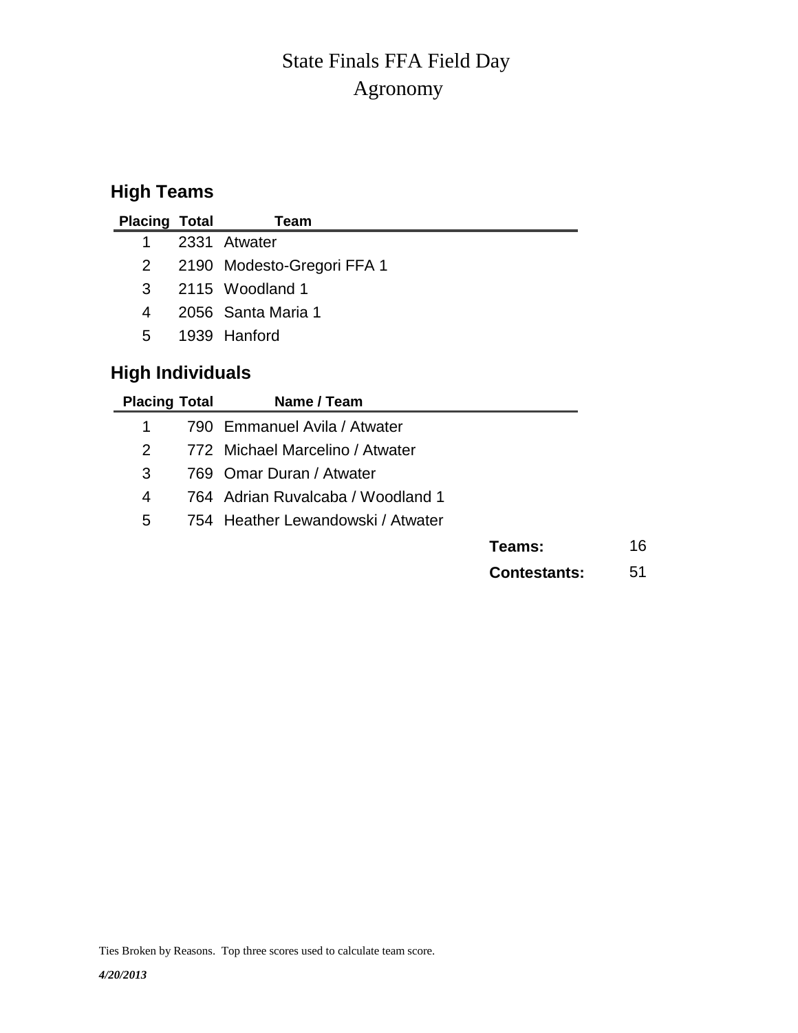# State Finals FFA Field Day
# Agronomy

## High Teams

| Placing | Total | Team |
|---|---|---|
| 1 | 2331 | Atwater |
| 2 | 2190 | Modesto-Gregori FFA 1 |
| 3 | 2115 | Woodland 1 |
| 4 | 2056 | Santa Maria 1 |
| 5 | 1939 | Hanford |

## High Individuals

| Placing | Total | Name / Team |
|---|---|---|
| 1 | 790 | Emmanuel Avila / Atwater |
| 2 | 772 | Michael Marcelino / Atwater |
| 3 | 769 | Omar Duran / Atwater |
| 4 | 764 | Adrian Ruvalcaba / Woodland 1 |
| 5 | 754 | Heather Lewandowski / Atwater |

**Teams:** 16

**Contestants:** 51

Ties Broken by Reasons. Top three scores used to calculate team score.

***4/20/2013***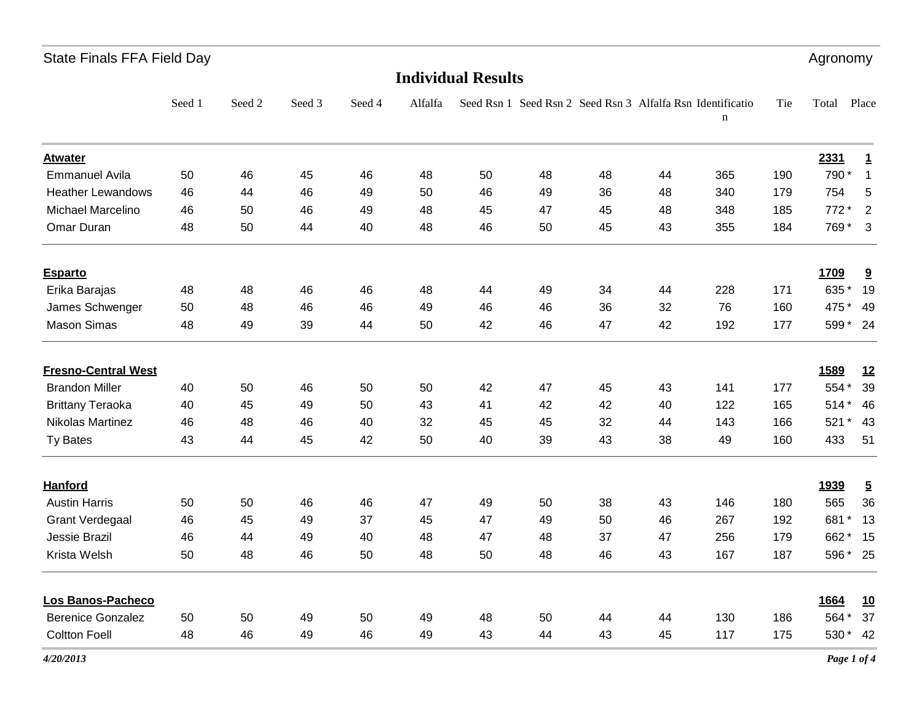State Finals FFA Field Day — Agronomy

## Individual Results

| | Seed 1 | Seed 2 | Seed 3 | Seed 4 | Alfalfa | Seed Rsn 1 | Seed Rsn 2 | Seed Rsn 3 | Alfalfa Rsn | Identification | Tie | Total | Place |
|---|---|---|---|---|---|---|---|---|---|---|---|---|---|
| **Atwater** | | | | | | | | | | | | **2331** | **1** |
| Emmanuel Avila | 50 | 46 | 45 | 46 | 48 | 50 | 48 | 48 | 44 | 365 | 190 | 790 * | 1 |
| Heather Lewandows | 46 | 44 | 46 | 49 | 50 | 46 | 49 | 36 | 48 | 340 | 179 | 754 | 5 |
| Michael Marcelino | 46 | 50 | 46 | 49 | 48 | 45 | 47 | 45 | 48 | 348 | 185 | 772 * | 2 |
| Omar Duran | 48 | 50 | 44 | 40 | 48 | 46 | 50 | 45 | 43 | 355 | 184 | 769 * | 3 |
| **Esparto** | | | | | | | | | | | | **1709** | **9** |
| Erika Barajas | 48 | 48 | 46 | 46 | 48 | 44 | 49 | 34 | 44 | 228 | 171 | 635 * | 19 |
| James Schwenger | 50 | 48 | 46 | 46 | 49 | 46 | 46 | 36 | 32 | 76 | 160 | 475 * | 49 |
| Mason Simas | 48 | 49 | 39 | 44 | 50 | 42 | 46 | 47 | 42 | 192 | 177 | 599 * | 24 |
| **Fresno-Central West** | | | | | | | | | | | | **1589** | **12** |
| Brandon Miller | 40 | 50 | 46 | 50 | 50 | 42 | 47 | 45 | 43 | 141 | 177 | 554 * | 39 |
| Brittany Teraoka | 40 | 45 | 49 | 50 | 43 | 41 | 42 | 42 | 40 | 122 | 165 | 514 * | 46 |
| Nikolas Martinez | 46 | 48 | 46 | 40 | 32 | 45 | 45 | 32 | 44 | 143 | 166 | 521 * | 43 |
| Ty Bates | 43 | 44 | 45 | 42 | 50 | 40 | 39 | 43 | 38 | 49 | 160 | 433 | 51 |
| **Hanford** | | | | | | | | | | | | **1939** | **5** |
| Austin Harris | 50 | 50 | 46 | 46 | 47 | 49 | 50 | 38 | 43 | 146 | 180 | 565 | 36 |
| Grant Verdegaal | 46 | 45 | 49 | 37 | 45 | 47 | 49 | 50 | 46 | 267 | 192 | 681 * | 13 |
| Jessie Brazil | 46 | 44 | 49 | 40 | 48 | 47 | 48 | 37 | 47 | 256 | 179 | 662 * | 15 |
| Krista Welsh | 50 | 48 | 46 | 50 | 48 | 50 | 48 | 46 | 43 | 167 | 187 | 596 * | 25 |
| **Los Banos-Pacheco** | | | | | | | | | | | | **1664** | **10** |
| Berenice Gonzalez | 50 | 50 | 49 | 50 | 49 | 48 | 50 | 44 | 44 | 130 | 186 | 564 * | 37 |
| Coltton Foell | 48 | 46 | 49 | 46 | 49 | 43 | 44 | 43 | 45 | 117 | 175 | 530 * | 42 |

*4/20/2013*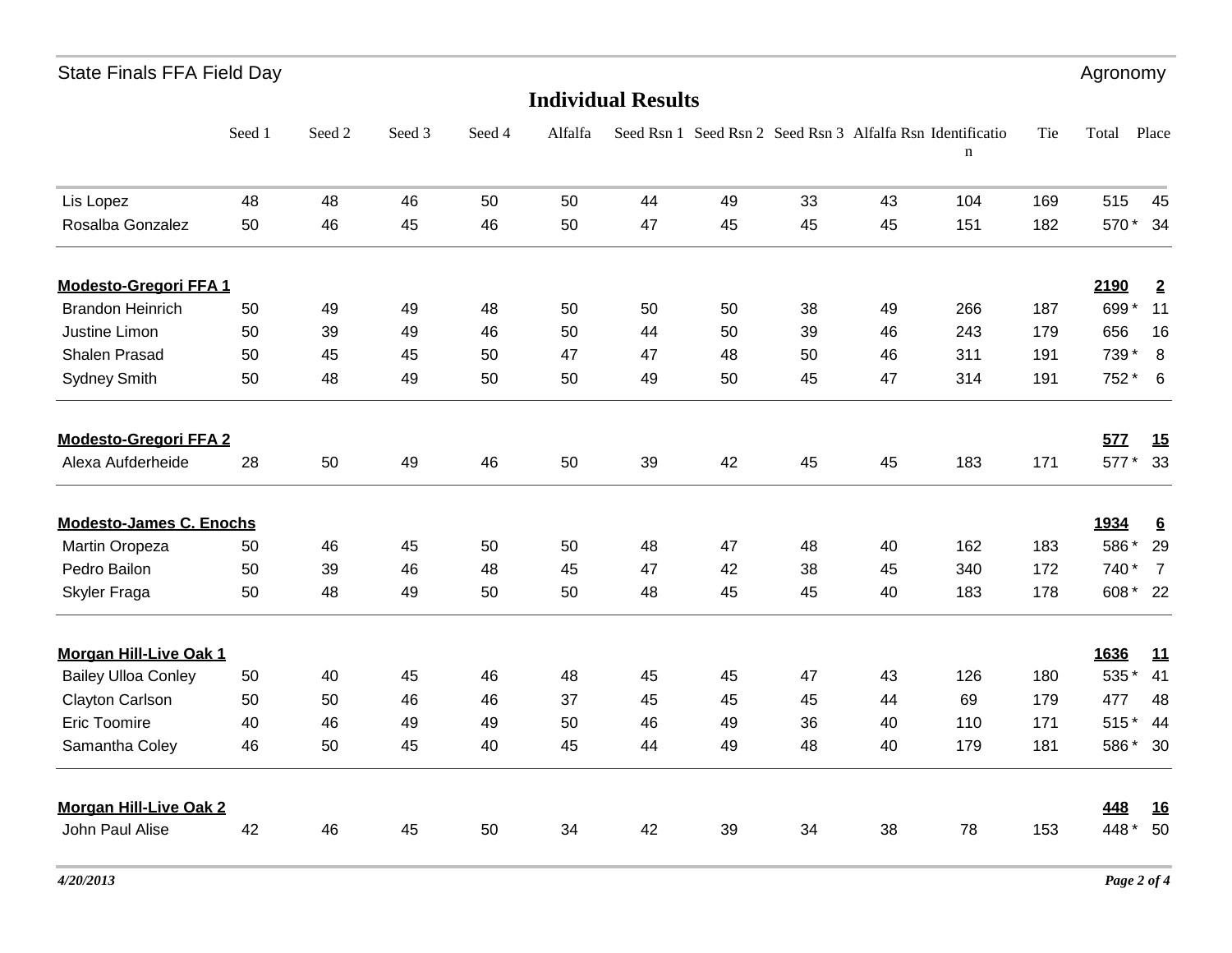State Finals FFA Field Day — Agronomy

## Individual Results

| | Seed 1 | Seed 2 | Seed 3 | Seed 4 | Alfalfa | Seed Rsn 1 | Seed Rsn 2 | Seed Rsn 3 | Alfalfa Rsn | Identification | Tie | Total | Place |
|---|---|---|---|---|---|---|---|---|---|---|---|---|---|
| Lis Lopez | 48 | 48 | 46 | 50 | 50 | 44 | 49 | 33 | 43 | 104 | 169 | 515 | 45 |
| Rosalba Gonzalez | 50 | 46 | 45 | 46 | 50 | 47 | 45 | 45 | 45 | 151 | 182 | 570 * | 34 |
| **Modesto-Gregori FFA 1** | | | | | | | | | | | | **2190** | **2** |
| Brandon Heinrich | 50 | 49 | 49 | 48 | 50 | 50 | 50 | 38 | 49 | 266 | 187 | 699 * | 11 |
| Justine Limon | 50 | 39 | 49 | 46 | 50 | 44 | 50 | 39 | 46 | 243 | 179 | 656 | 16 |
| Shalen Prasad | 50 | 45 | 45 | 50 | 47 | 47 | 48 | 50 | 46 | 311 | 191 | 739 * | 8 |
| Sydney Smith | 50 | 48 | 49 | 50 | 50 | 49 | 50 | 45 | 47 | 314 | 191 | 752 * | 6 |
| **Modesto-Gregori FFA 2** | | | | | | | | | | | | **577** | **15** |
| Alexa Aufderheide | 28 | 50 | 49 | 46 | 50 | 39 | 42 | 45 | 45 | 183 | 171 | 577 * | 33 |
| **Modesto-James C. Enochs** | | | | | | | | | | | | **1934** | **6** |
| Martin Oropeza | 50 | 46 | 45 | 50 | 50 | 48 | 47 | 48 | 40 | 162 | 183 | 586 * | 29 |
| Pedro Bailon | 50 | 39 | 46 | 48 | 45 | 47 | 42 | 38 | 45 | 340 | 172 | 740 * | 7 |
| Skyler Fraga | 50 | 48 | 49 | 50 | 50 | 48 | 45 | 45 | 40 | 183 | 178 | 608 * | 22 |
| **Morgan Hill-Live Oak 1** | | | | | | | | | | | | **1636** | **11** |
| Bailey Ulloa Conley | 50 | 40 | 45 | 46 | 48 | 45 | 45 | 47 | 43 | 126 | 180 | 535 * | 41 |
| Clayton Carlson | 50 | 50 | 46 | 46 | 37 | 45 | 45 | 45 | 44 | 69 | 179 | 477 | 48 |
| Eric Toomire | 40 | 46 | 49 | 49 | 50 | 46 | 49 | 36 | 40 | 110 | 171 | 515 * | 44 |
| Samantha Coley | 46 | 50 | 45 | 40 | 45 | 44 | 49 | 48 | 40 | 179 | 181 | 586 * | 30 |
| **Morgan Hill-Live Oak 2** | | | | | | | | | | | | **448** | **16** |
| John Paul Alise | 42 | 46 | 45 | 50 | 34 | 42 | 39 | 34 | 38 | 78 | 153 | 448 * | 50 |

*4/20/2013*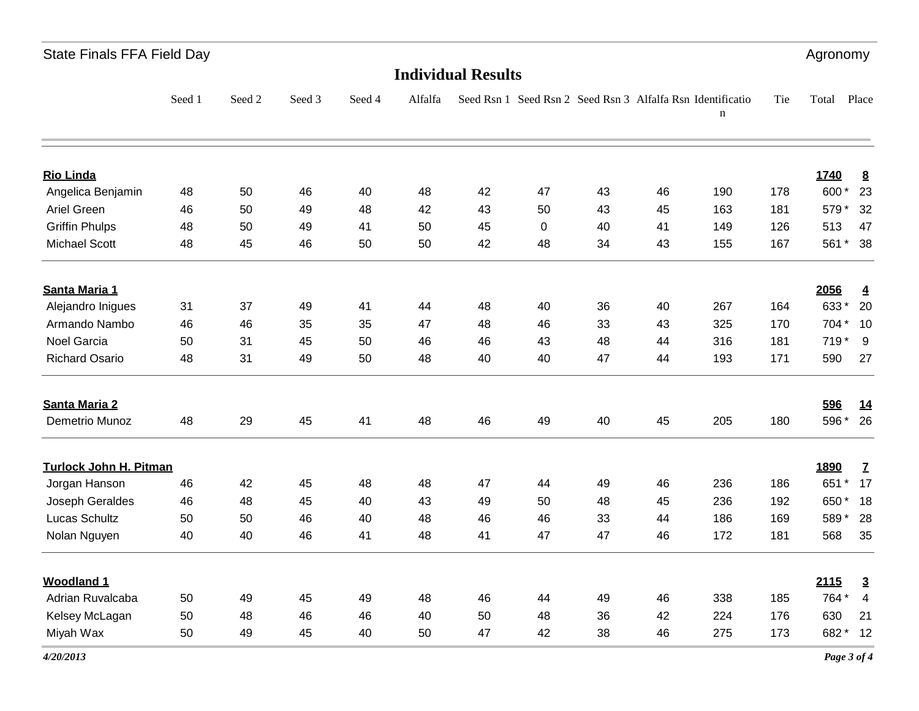State Finals FFA Field Day — Agronomy

## Individual Results

| | Seed 1 | Seed 2 | Seed 3 | Seed 4 | Alfalfa | Seed Rsn 1 | Seed Rsn 2 | Seed Rsn 3 | Alfalfa Rsn | Identification | Tie | Total | Place |
|---|---|---|---|---|---|---|---|---|---|---|---|---|---|
| **Rio Linda** | | | | | | | | | | | | **1740** | **8** |
| Angelica Benjamin | 48 | 50 | 46 | 40 | 48 | 42 | 47 | 43 | 46 | 190 | 178 | 600 * | 23 |
| Ariel Green | 46 | 50 | 49 | 48 | 42 | 43 | 50 | 43 | 45 | 163 | 181 | 579 * | 32 |
| Griffin Phulps | 48 | 50 | 49 | 41 | 50 | 45 | 0 | 40 | 41 | 149 | 126 | 513 | 47 |
| Michael Scott | 48 | 45 | 46 | 50 | 50 | 42 | 48 | 34 | 43 | 155 | 167 | 561 * | 38 |
| **Santa Maria 1** | | | | | | | | | | | | **2056** | **4** |
| Alejandro Inigues | 31 | 37 | 49 | 41 | 44 | 48 | 40 | 36 | 40 | 267 | 164 | 633 * | 20 |
| Armando Nambo | 46 | 46 | 35 | 35 | 47 | 48 | 46 | 33 | 43 | 325 | 170 | 704 * | 10 |
| Noel Garcia | 50 | 31 | 45 | 50 | 46 | 46 | 43 | 48 | 44 | 316 | 181 | 719 * | 9 |
| Richard Osario | 48 | 31 | 49 | 50 | 48 | 40 | 40 | 47 | 44 | 193 | 171 | 590 | 27 |
| **Santa Maria 2** | | | | | | | | | | | | **596** | **14** |
| Demetrio Munoz | 48 | 29 | 45 | 41 | 48 | 46 | 49 | 40 | 45 | 205 | 180 | 596 * | 26 |
| **Turlock John H. Pitman** | | | | | | | | | | | | **1890** | **7** |
| Jorgan Hanson | 46 | 42 | 45 | 48 | 48 | 47 | 44 | 49 | 46 | 236 | 186 | 651 * | 17 |
| Joseph Geraldes | 46 | 48 | 45 | 40 | 43 | 49 | 50 | 48 | 45 | 236 | 192 | 650 * | 18 |
| Lucas Schultz | 50 | 50 | 46 | 40 | 48 | 46 | 46 | 33 | 44 | 186 | 169 | 589 * | 28 |
| Nolan Nguyen | 40 | 40 | 46 | 41 | 48 | 41 | 47 | 47 | 46 | 172 | 181 | 568 | 35 |
| **Woodland 1** | | | | | | | | | | | | **2115** | **3** |
| Adrian Ruvalcaba | 50 | 49 | 45 | 49 | 48 | 46 | 44 | 49 | 46 | 338 | 185 | 764 * | 4 |
| Kelsey McLagan | 50 | 48 | 46 | 46 | 40 | 50 | 48 | 36 | 42 | 224 | 176 | 630 | 21 |
| Miyah Wax | 50 | 49 | 45 | 40 | 50 | 47 | 42 | 38 | 46 | 275 | 173 | 682 * | 12 |

*4/20/2013*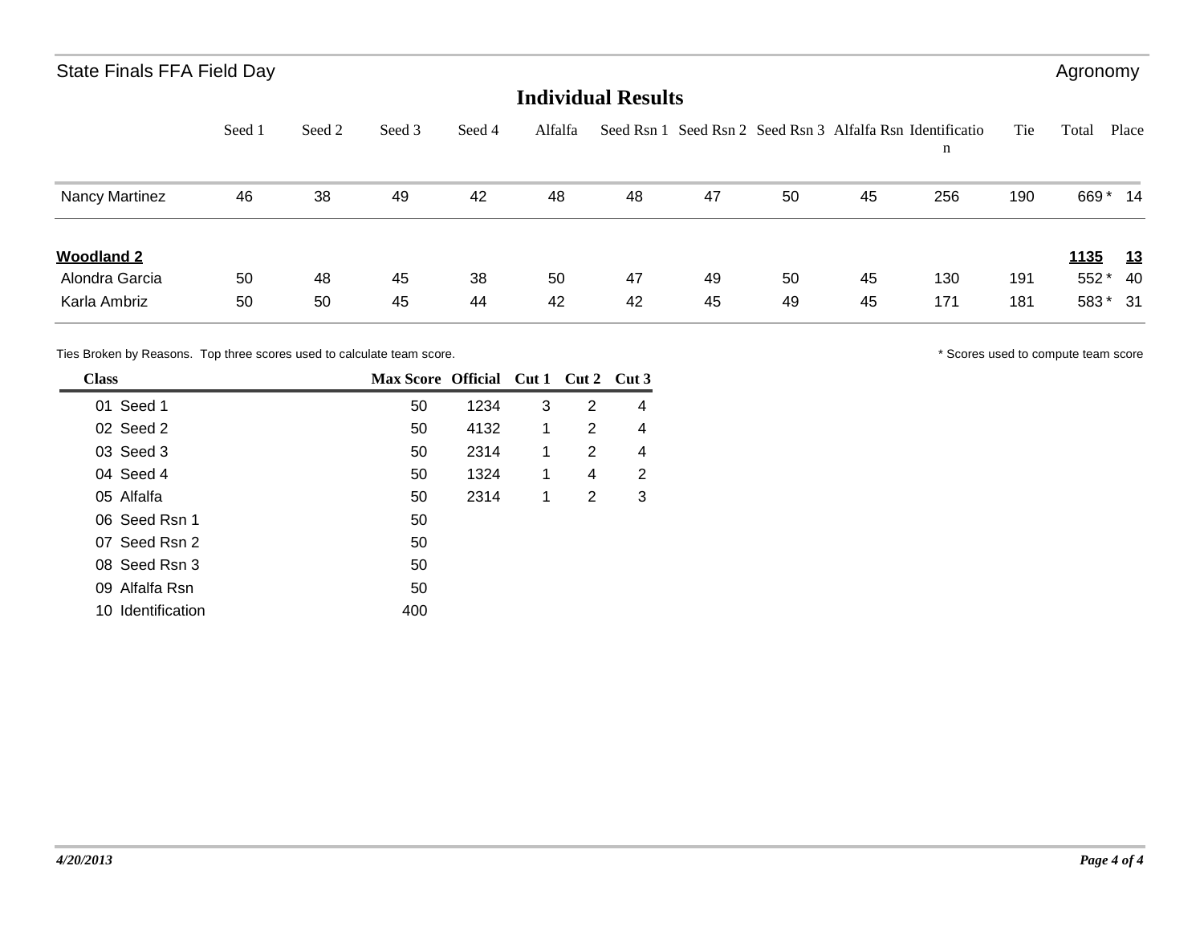## Individual Results

| | Seed 1 | Seed 2 | Seed 3 | Seed 4 | Alfalfa | Seed Rsn 1 | Seed Rsn 2 | Seed Rsn 3 | Alfalfa Rsn | Identification | Tie | Total | Place |
|---|---|---|---|---|---|---|---|---|---|---|---|---|---|
| Nancy Martinez | 46 | 38 | 49 | 42 | 48 | 48 | 47 | 50 | 45 | 256 | 190 | 669 * | 14 |
| **Woodland 2** | | | | | | | | | | | | **1135** | **13** |
| Alondra Garcia | 50 | 48 | 45 | 38 | 50 | 47 | 49 | 50 | 45 | 130 | 191 | 552 * | 40 |
| Karla Ambriz | 50 | 50 | 45 | 44 | 42 | 42 | 45 | 49 | 45 | 171 | 181 | 583 * | 31 |

Ties Broken by Reasons. Top three scores used to calculate team score.

* Scores used to compute team score

| Class | Max Score | Official | Cut 1 | Cut 2 | Cut 3 |
|---|---|---|---|---|---|
| 01 Seed 1 | 50 | 1234 | 3 | 2 | 4 |
| 02 Seed 2 | 50 | 4132 | 1 | 2 | 4 |
| 03 Seed 3 | 50 | 2314 | 1 | 2 | 4 |
| 04 Seed 4 | 50 | 1324 | 1 | 4 | 2 |
| 05 Alfalfa | 50 | 2314 | 1 | 2 | 3 |
| 06 Seed Rsn 1 | 50 | | | | |
| 07 Seed Rsn 2 | 50 | | | | |
| 08 Seed Rsn 3 | 50 | | | | |
| 09 Alfalfa Rsn | 50 | | | | |
| 10 Identification | 400 | | | | |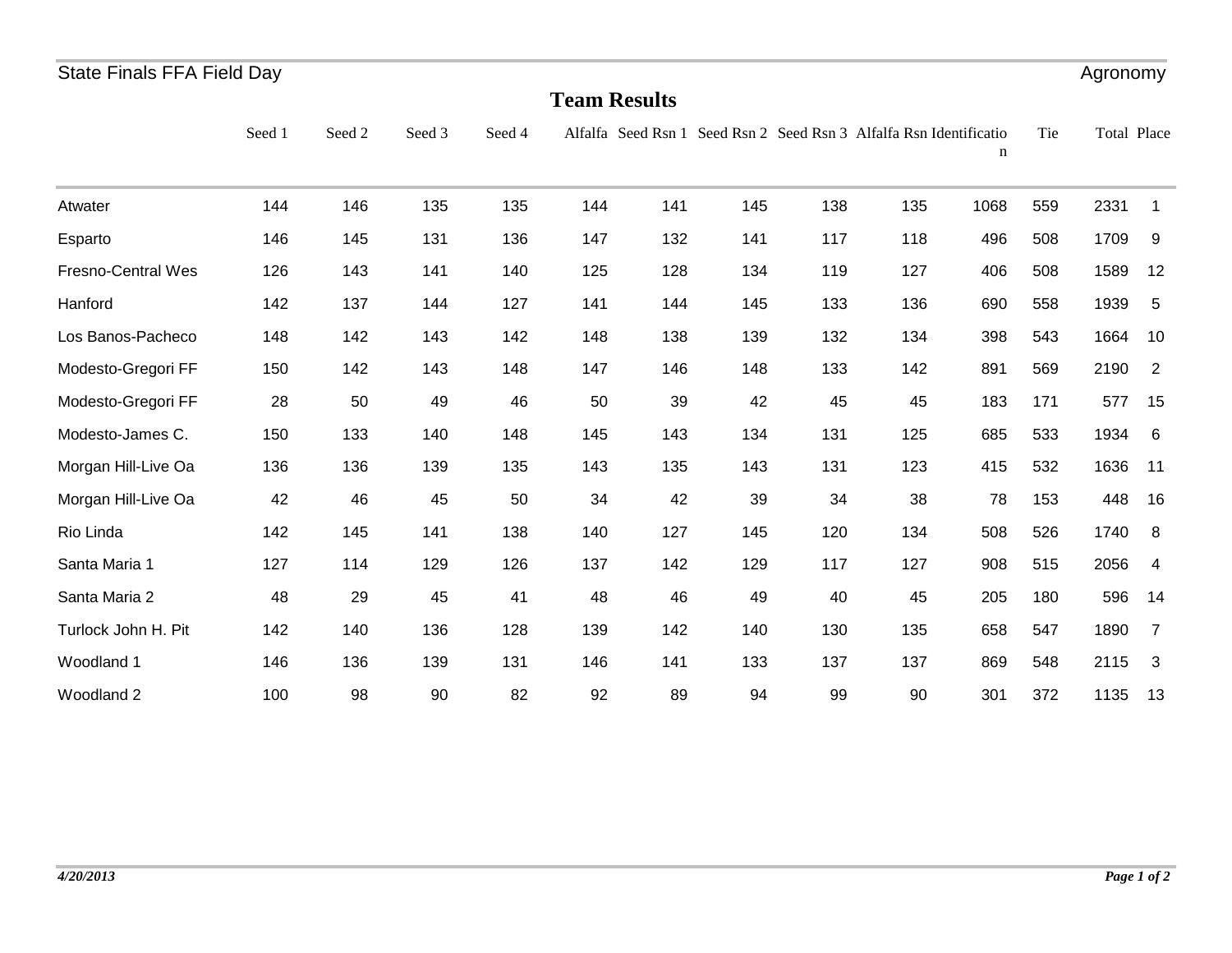State Finals FFA Field Day | Agronomy

## Team Results

| | Seed 1 | Seed 2 | Seed 3 | Seed 4 | Alfalfa | Seed Rsn 1 | Seed Rsn 2 | Seed Rsn 3 | Alfalfa Rsn | Identification | Tie | Total | Place |
|---|---|---|---|---|---|---|---|---|---|---|---|---|---|
| Atwater | 144 | 146 | 135 | 135 | 144 | 141 | 145 | 138 | 135 | 1068 | 559 | 2331 | 1 |
| Esparto | 146 | 145 | 131 | 136 | 147 | 132 | 141 | 117 | 118 | 496 | 508 | 1709 | 9 |
| Fresno-Central Wes | 126 | 143 | 141 | 140 | 125 | 128 | 134 | 119 | 127 | 406 | 508 | 1589 | 12 |
| Hanford | 142 | 137 | 144 | 127 | 141 | 144 | 145 | 133 | 136 | 690 | 558 | 1939 | 5 |
| Los Banos-Pacheco | 148 | 142 | 143 | 142 | 148 | 138 | 139 | 132 | 134 | 398 | 543 | 1664 | 10 |
| Modesto-Gregori FF | 150 | 142 | 143 | 148 | 147 | 146 | 148 | 133 | 142 | 891 | 569 | 2190 | 2 |
| Modesto-Gregori FF | 28 | 50 | 49 | 46 | 50 | 39 | 42 | 45 | 45 | 183 | 171 | 577 | 15 |
| Modesto-James C. | 150 | 133 | 140 | 148 | 145 | 143 | 134 | 131 | 125 | 685 | 533 | 1934 | 6 |
| Morgan Hill-Live Oa | 136 | 136 | 139 | 135 | 143 | 135 | 143 | 131 | 123 | 415 | 532 | 1636 | 11 |
| Morgan Hill-Live Oa | 42 | 46 | 45 | 50 | 34 | 42 | 39 | 34 | 38 | 78 | 153 | 448 | 16 |
| Rio Linda | 142 | 145 | 141 | 138 | 140 | 127 | 145 | 120 | 134 | 508 | 526 | 1740 | 8 |
| Santa Maria 1 | 127 | 114 | 129 | 126 | 137 | 142 | 129 | 117 | 127 | 908 | 515 | 2056 | 4 |
| Santa Maria 2 | 48 | 29 | 45 | 41 | 48 | 46 | 49 | 40 | 45 | 205 | 180 | 596 | 14 |
| Turlock John H. Pit | 142 | 140 | 136 | 128 | 139 | 142 | 140 | 130 | 135 | 658 | 547 | 1890 | 7 |
| Woodland 1 | 146 | 136 | 139 | 131 | 146 | 141 | 133 | 137 | 137 | 869 | 548 | 2115 | 3 |
| Woodland 2 | 100 | 98 | 90 | 82 | 92 | 89 | 94 | 99 | 90 | 301 | 372 | 1135 | 13 |

*4/20/2013*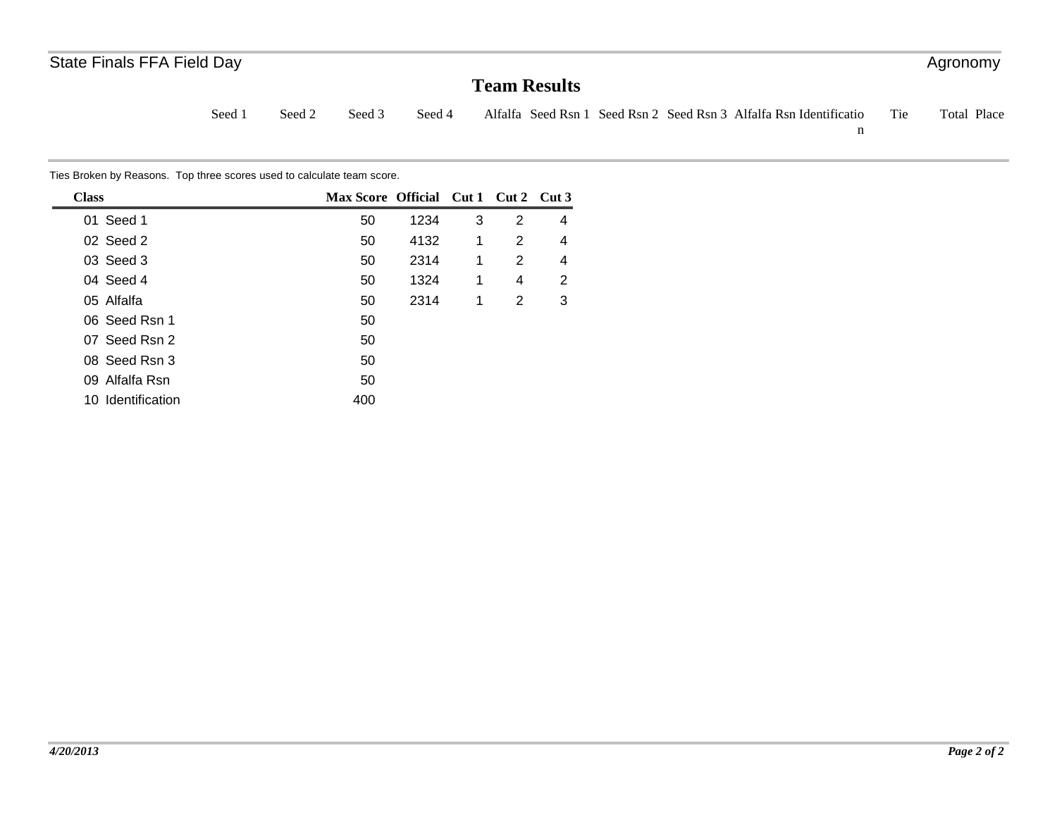## Team Results

| Seed 1 | Seed 2 | Seed 3 | Seed 4 | Alfalfa | Seed Rsn 1 | Seed Rsn 2 | Seed Rsn 3 | Alfalfa Rsn | Identification | Tie | Total | Place |
|---|---|---|---|---|---|---|---|---|---|---|---|---|

Ties Broken by Reasons. Top three scores used to calculate team score.

| Class | Max Score | Official | Cut 1 | Cut 2 | Cut 3 |
|---|---|---|---|---|---|
| 01 Seed 1 | 50 | 1234 | 3 | 2 | 4 |
| 02 Seed 2 | 50 | 4132 | 1 | 2 | 4 |
| 03 Seed 3 | 50 | 2314 | 1 | 2 | 4 |
| 04 Seed 4 | 50 | 1324 | 1 | 4 | 2 |
| 05 Alfalfa | 50 | 2314 | 1 | 2 | 3 |
| 06 Seed Rsn 1 | 50 | | | | |
| 07 Seed Rsn 2 | 50 | | | | |
| 08 Seed Rsn 3 | 50 | | | | |
| 09 Alfalfa Rsn | 50 | | | | |
| 10 Identification | 400 | | | | |